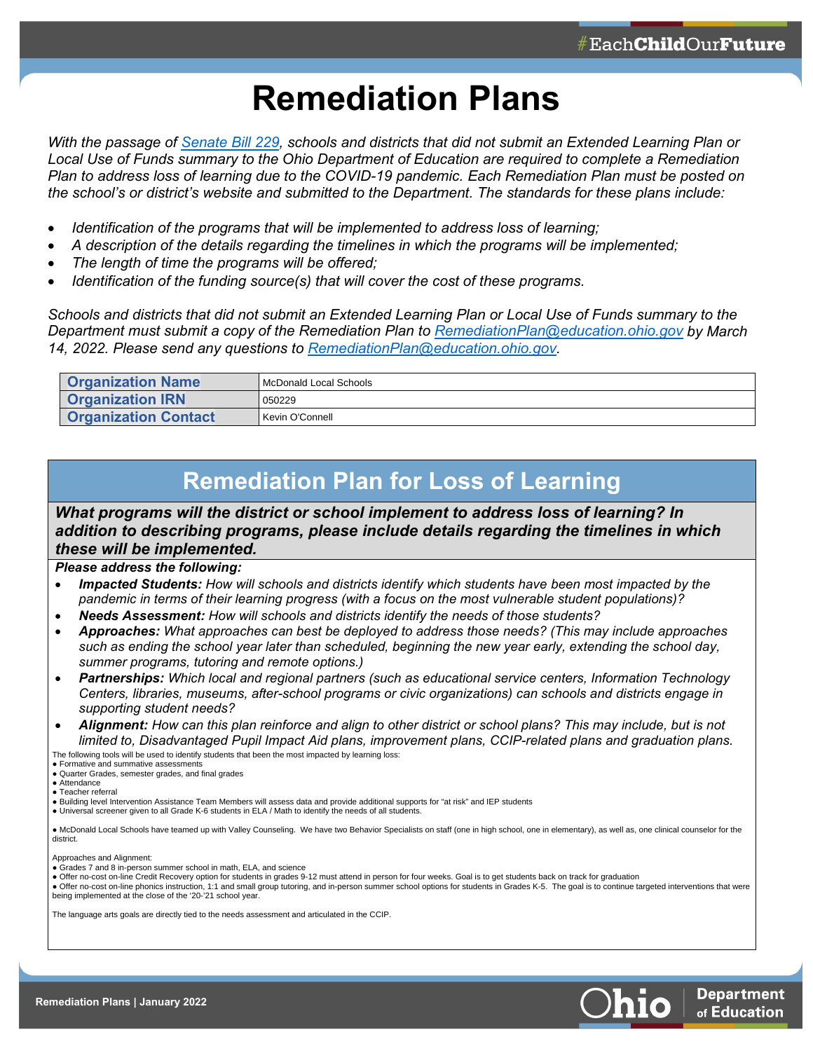# Remediation Plans

*With the passage of [Senate Bill 229](), schools and districts that did not submit an Extended Learning Plan or Local Use of Funds summary to the Ohio Department of Education are required to complete a Remediation Plan to address loss of learning due to the COVID-19 pandemic. Each Remediation Plan must be posted on the school's or district's website and submitted to the Department. The standards for these plans include:*

- *Identification of the programs that will be implemented to address loss of learning;*
- *A description of the details regarding the timelines in which the programs will be implemented;*
- *The length of time the programs will be offered;*
- *Identification of the funding source(s) that will cover the cost of these programs.*

*Schools and districts that did not submit an Extended Learning Plan or Local Use of Funds summary to the Department must submit a copy of the Remediation Plan to RemediationPlan@education.ohio.gov by March 14, 2022. Please send any questions to RemediationPlan@education.ohio.gov.*

| | |
|---|---|
| **Organization Name** | McDonald Local Schools |
| **Organization IRN** | 050229 |
| **Organization Contact** | Kevin O'Connell |

## Remediation Plan for Loss of Learning

***What programs will the district or school implement to address loss of learning? In addition to describing programs, please include details regarding the timelines in which these will be implemented.***

***Please address the following:***

- ***Impacted Students:*** *How will schools and districts identify which students have been most impacted by the pandemic in terms of their learning progress (with a focus on the most vulnerable student populations)?*
- ***Needs Assessment:*** *How will schools and districts identify the needs of those students?*
- ***Approaches:*** *What approaches can best be deployed to address those needs? (This may include approaches such as ending the school year later than scheduled, beginning the new year early, extending the school day, summer programs, tutoring and remote options.)*
- ***Partnerships:*** *Which local and regional partners (such as educational service centers, Information Technology Centers, libraries, museums, after-school programs or civic organizations) can schools and districts engage in supporting student needs?*
- ***Alignment:*** *How can this plan reinforce and align to other district or school plans? This may include, but is not limited to, Disadvantaged Pupil Impact Aid plans, improvement plans, CCIP-related plans and graduation plans.*

The following tools will be used to identify students that been the most impacted by learning loss:

- Formative and summative assessments
- Quarter Grades, semester grades, and final grades
- Attendance
- Teacher referral
- Building level Intervention Assistance Team Members will assess data and provide additional supports for "at risk" and IEP students
- Universal screener given to all Grade K-6 students in ELA / Math to identify the needs of all students.

- McDonald Local Schools have teamed up with Valley Counseling. We have two Behavior Specialists on staff (one in high school, one in elementary), as well as, one clinical counselor for the district.

Approaches and Alignment:

- Grades 7 and 8 in-person summer school in math, ELA, and science
- Offer no-cost on-line Credit Recovery option for students in grades 9-12 must attend in person for four weeks. Goal is to get students back on track for graduation
- Offer no-cost on-line phonics instruction, 1:1 and small group tutoring, and in-person summer school options for students in Grades K-5. The goal is to continue targeted interventions that were being implemented at the close of the '20-'21 school year.

The language arts goals are directly tied to the needs assessment and articulated in the CCIP.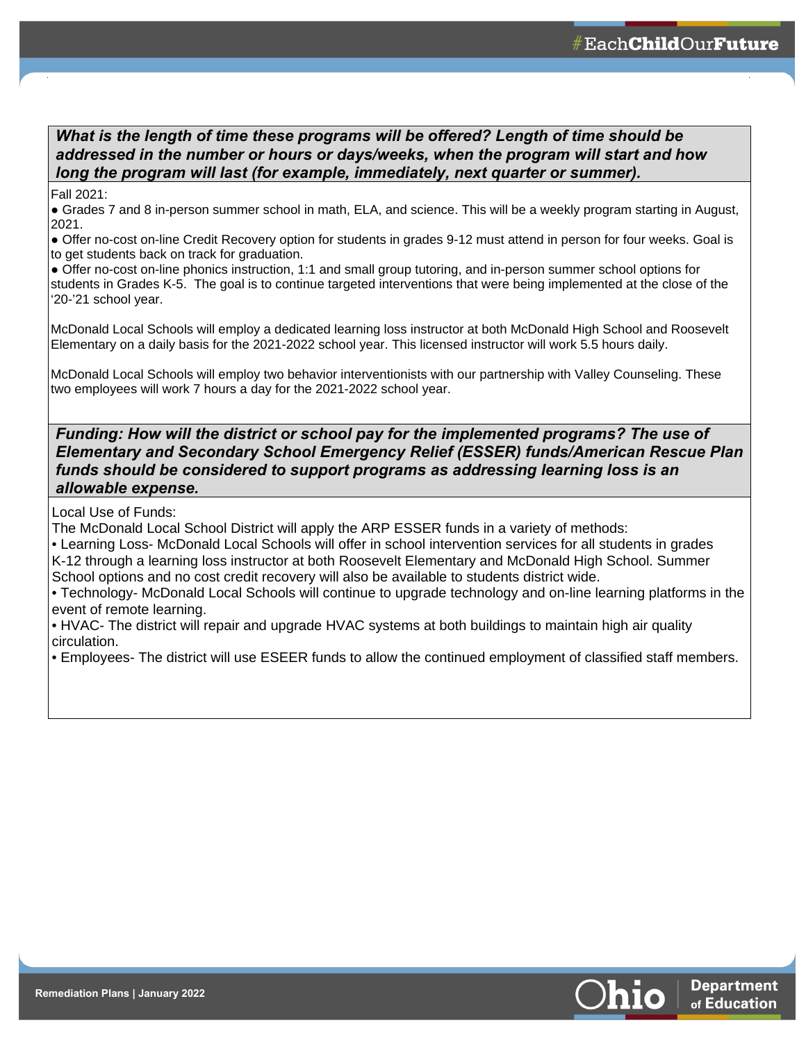***What is the length of time these programs will be offered? Length of time should be addressed in the number or hours or days/weeks, when the program will start and how long the program will last (for example, immediately, next quarter or summer).***

Fall 2021:

- Grades 7 and 8 in-person summer school in math, ELA, and science. This will be a weekly program starting in August, 2021.
- Offer no-cost on-line Credit Recovery option for students in grades 9-12 must attend in person for four weeks. Goal is to get students back on track for graduation.
- Offer no-cost on-line phonics instruction, 1:1 and small group tutoring, and in-person summer school options for students in Grades K-5. The goal is to continue targeted interventions that were being implemented at the close of the '20-'21 school year.

McDonald Local Schools will employ a dedicated learning loss instructor at both McDonald High School and Roosevelt Elementary on a daily basis for the 2021-2022 school year. This licensed instructor will work 5.5 hours daily.

McDonald Local Schools will employ two behavior interventionists with our partnership with Valley Counseling. These two employees will work 7 hours a day for the 2021-2022 school year.

***Funding: How will the district or school pay for the implemented programs? The use of Elementary and Secondary School Emergency Relief (ESSER) funds/American Rescue Plan funds should be considered to support programs as addressing learning loss is an allowable expense.***

Local Use of Funds:

The McDonald Local School District will apply the ARP ESSER funds in a variety of methods:

- Learning Loss- McDonald Local Schools will offer in school intervention services for all students in grades K-12 through a learning loss instructor at both Roosevelt Elementary and McDonald High School. Summer School options and no cost credit recovery will also be available to students district wide.
- Technology- McDonald Local Schools will continue to upgrade technology and on-line learning platforms in the event of remote learning.
- HVAC- The district will repair and upgrade HVAC systems at both buildings to maintain high air quality circulation.
- Employees- The district will use ESEER funds to allow the continued employment of classified staff members.